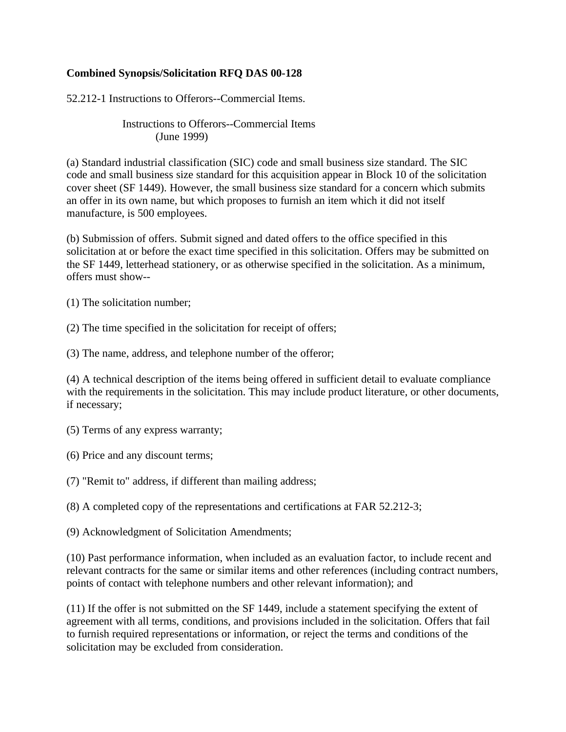**Combined Synopsis/Solicitation RFQ DAS 00-128**

52.212-1 Instructions to Offerors--Commercial Items.

Instructions to Offerors--Commercial Items
(June 1999)

(a) Standard industrial classification (SIC) code and small business size standard. The SIC code and small business size standard for this acquisition appear in Block 10 of the solicitation cover sheet (SF 1449). However, the small business size standard for a concern which submits an offer in its own name, but which proposes to furnish an item which it did not itself manufacture, is 500 employees.

(b) Submission of offers. Submit signed and dated offers to the office specified in this solicitation at or before the exact time specified in this solicitation. Offers may be submitted on the SF 1449, letterhead stationery, or as otherwise specified in the solicitation. As a minimum, offers must show--

(1) The solicitation number;

(2) The time specified in the solicitation for receipt of offers;

(3) The name, address, and telephone number of the offeror;

(4) A technical description of the items being offered in sufficient detail to evaluate compliance with the requirements in the solicitation. This may include product literature, or other documents, if necessary;

(5) Terms of any express warranty;

(6) Price and any discount terms;

(7) "Remit to" address, if different than mailing address;

(8) A completed copy of the representations and certifications at FAR 52.212-3;

(9) Acknowledgment of Solicitation Amendments;

(10) Past performance information, when included as an evaluation factor, to include recent and relevant contracts for the same or similar items and other references (including contract numbers, points of contact with telephone numbers and other relevant information); and

(11) If the offer is not submitted on the SF 1449, include a statement specifying the extent of agreement with all terms, conditions, and provisions included in the solicitation. Offers that fail to furnish required representations or information, or reject the terms and conditions of the solicitation may be excluded from consideration.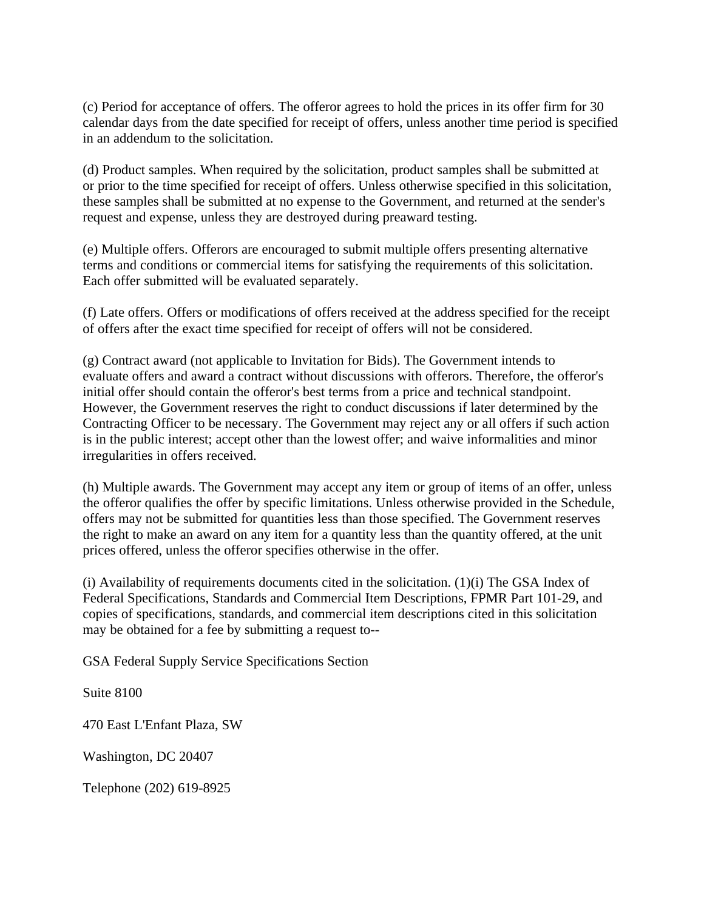(c) Period for acceptance of offers. The offeror agrees to hold the prices in its offer firm for 30 calendar days from the date specified for receipt of offers, unless another time period is specified in an addendum to the solicitation.

(d) Product samples. When required by the solicitation, product samples shall be submitted at or prior to the time specified for receipt of offers. Unless otherwise specified in this solicitation, these samples shall be submitted at no expense to the Government, and returned at the sender's request and expense, unless they are destroyed during preaward testing.

(e) Multiple offers. Offerors are encouraged to submit multiple offers presenting alternative terms and conditions or commercial items for satisfying the requirements of this solicitation. Each offer submitted will be evaluated separately.

(f) Late offers. Offers or modifications of offers received at the address specified for the receipt of offers after the exact time specified for receipt of offers will not be considered.

(g) Contract award (not applicable to Invitation for Bids). The Government intends to evaluate offers and award a contract without discussions with offerors. Therefore, the offeror's initial offer should contain the offeror's best terms from a price and technical standpoint. However, the Government reserves the right to conduct discussions if later determined by the Contracting Officer to be necessary. The Government may reject any or all offers if such action is in the public interest; accept other than the lowest offer; and waive informalities and minor irregularities in offers received.

(h) Multiple awards. The Government may accept any item or group of items of an offer, unless the offeror qualifies the offer by specific limitations. Unless otherwise provided in the Schedule, offers may not be submitted for quantities less than those specified. The Government reserves the right to make an award on any item for a quantity less than the quantity offered, at the unit prices offered, unless the offeror specifies otherwise in the offer.

(i) Availability of requirements documents cited in the solicitation. (1)(i) The GSA Index of Federal Specifications, Standards and Commercial Item Descriptions, FPMR Part 101-29, and copies of specifications, standards, and commercial item descriptions cited in this solicitation may be obtained for a fee by submitting a request to--

GSA Federal Supply Service Specifications Section

Suite 8100

470 East L'Enfant Plaza, SW

Washington, DC 20407

Telephone (202) 619-8925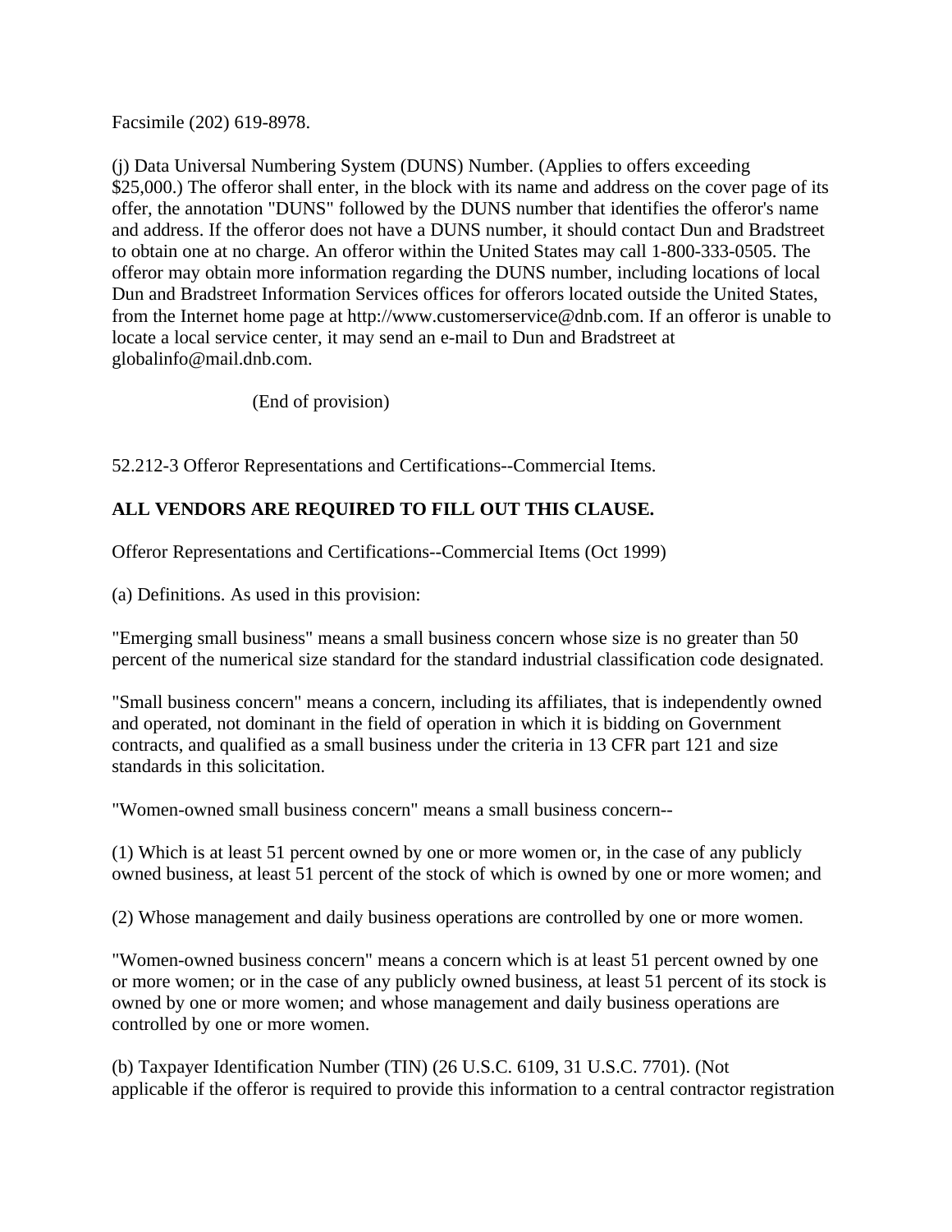Facsimile (202) 619-8978.

(j) Data Universal Numbering System (DUNS) Number. (Applies to offers exceeding $25,000.) The offeror shall enter, in the block with its name and address on the cover page of its offer, the annotation "DUNS" followed by the DUNS number that identifies the offeror's name and address. If the offeror does not have a DUNS number, it should contact Dun and Bradstreet to obtain one at no charge. An offeror within the United States may call 1-800-333-0505. The offeror may obtain more information regarding the DUNS number, including locations of local Dun and Bradstreet Information Services offices for offerors located outside the United States, from the Internet home page at http://www.customerservice@dnb.com. If an offeror is unable to locate a local service center, it may send an e-mail to Dun and Bradstreet at globalinfo@mail.dnb.com.

(End of provision)

52.212-3 Offeror Representations and Certifications--Commercial Items.

**ALL VENDORS ARE REQUIRED TO FILL OUT THIS CLAUSE.**

Offeror Representations and Certifications--Commercial Items (Oct 1999)

(a) Definitions. As used in this provision:

"Emerging small business" means a small business concern whose size is no greater than 50 percent of the numerical size standard for the standard industrial classification code designated.

"Small business concern" means a concern, including its affiliates, that is independently owned and operated, not dominant in the field of operation in which it is bidding on Government contracts, and qualified as a small business under the criteria in 13 CFR part 121 and size standards in this solicitation.

"Women-owned small business concern" means a small business concern--

(1) Which is at least 51 percent owned by one or more women or, in the case of any publicly owned business, at least 51 percent of the stock of which is owned by one or more women; and

(2) Whose management and daily business operations are controlled by one or more women.

"Women-owned business concern" means a concern which is at least 51 percent owned by one or more women; or in the case of any publicly owned business, at least 51 percent of its stock is owned by one or more women; and whose management and daily business operations are controlled by one or more women.

(b) Taxpayer Identification Number (TIN) (26 U.S.C. 6109, 31 U.S.C. 7701). (Not applicable if the offeror is required to provide this information to a central contractor registration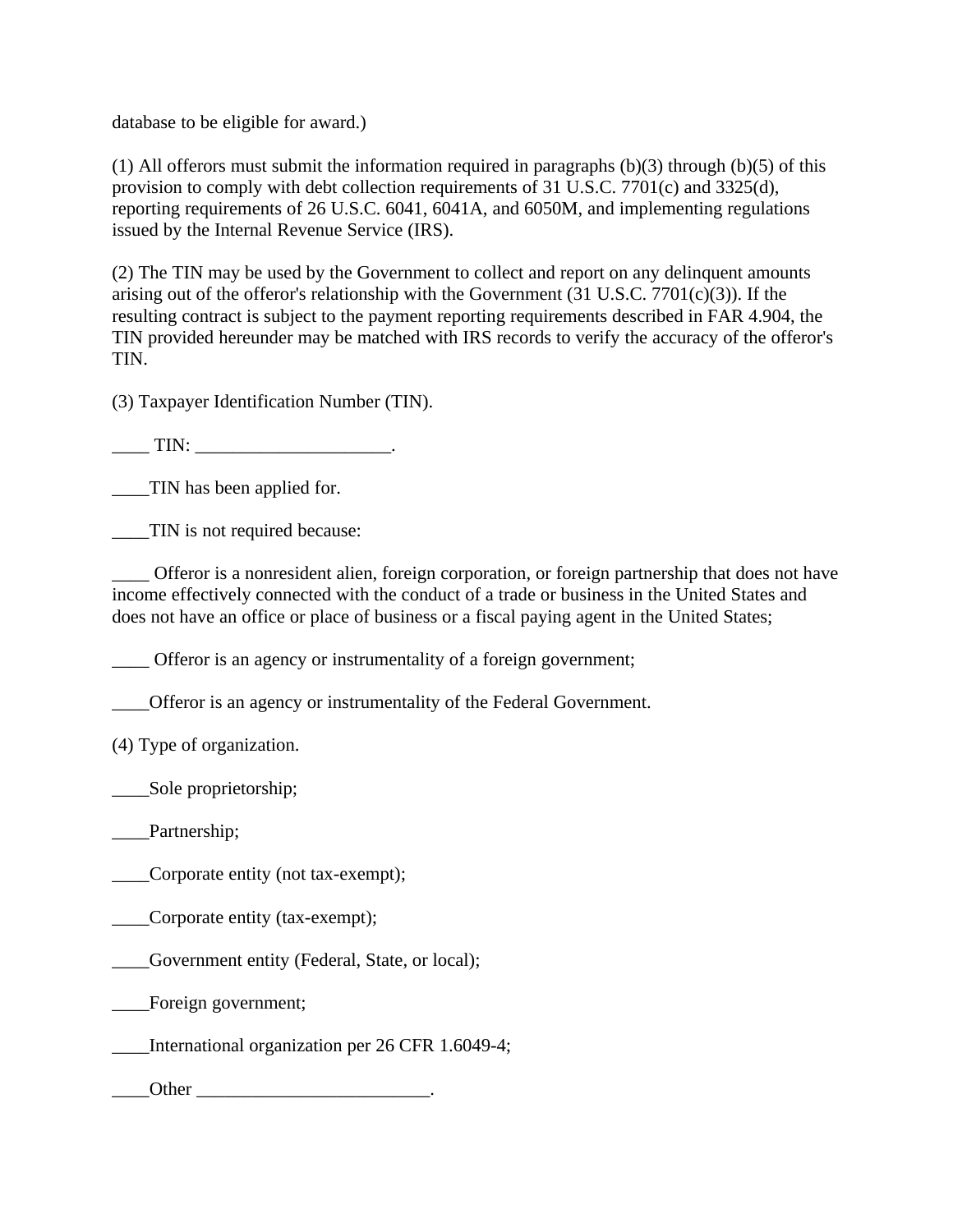database to be eligible for award.)

(1) All offerors must submit the information required in paragraphs (b)(3) through (b)(5) of this provision to comply with debt collection requirements of 31 U.S.C. 7701(c) and 3325(d), reporting requirements of 26 U.S.C. 6041, 6041A, and 6050M, and implementing regulations issued by the Internal Revenue Service (IRS).

(2) The TIN may be used by the Government to collect and report on any delinquent amounts arising out of the offeror's relationship with the Government (31 U.S.C. 7701(c)(3)). If the resulting contract is subject to the payment reporting requirements described in FAR 4.904, the TIN provided hereunder may be matched with IRS records to verify the accuracy of the offeror's TIN.

(3) Taxpayer Identification Number (TIN).

____ TIN: _____________________.

____TIN has been applied for.

____TIN is not required because:

____ Offeror is a nonresident alien, foreign corporation, or foreign partnership that does not have income effectively connected with the conduct of a trade or business in the United States and does not have an office or place of business or a fiscal paying agent in the United States;

____ Offeror is an agency or instrumentality of a foreign government;

____Offeror is an agency or instrumentality of the Federal Government.

(4) Type of organization.

____Sole proprietorship;

____Partnership;

____Corporate entity (not tax-exempt);

____Corporate entity (tax-exempt);

____Government entity (Federal, State, or local);

____Foreign government;

____International organization per 26 CFR 1.6049-4;

____Other _________________________.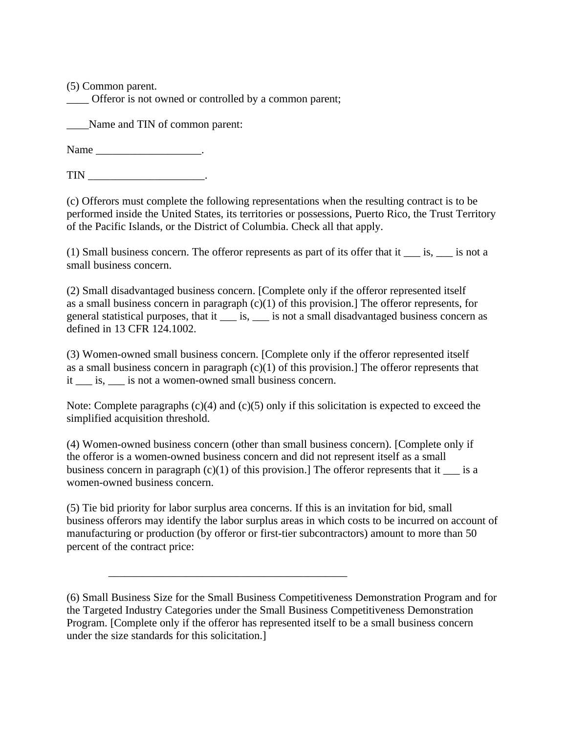(5) Common parent.

____ Offeror is not owned or controlled by a common parent;

____Name and TIN of common parent:

Name ___________________.

TIN _____________________.

(c) Offerors must complete the following representations when the resulting contract is to be performed inside the United States, its territories or possessions, Puerto Rico, the Trust Territory of the Pacific Islands, or the District of Columbia. Check all that apply.

(1) Small business concern. The offeror represents as part of its offer that it ___ is, ___ is not a small business concern.

(2) Small disadvantaged business concern. [Complete only if the offeror represented itself as a small business concern in paragraph (c)(1) of this provision.] The offeror represents, for general statistical purposes, that it ___ is, ___ is not a small disadvantaged business concern as defined in 13 CFR 124.1002.

(3) Women-owned small business concern. [Complete only if the offeror represented itself as a small business concern in paragraph (c)(1) of this provision.] The offeror represents that it ___ is, ___ is not a women-owned small business concern.

Note: Complete paragraphs (c)(4) and (c)(5) only if this solicitation is expected to exceed the simplified acquisition threshold.

(4) Women-owned business concern (other than small business concern). [Complete only if the offeror is a women-owned business concern and did not represent itself as a small business concern in paragraph (c)(1) of this provision.] The offeror represents that it ___ is a women-owned business concern.

(5) Tie bid priority for labor surplus area concerns. If this is an invitation for bid, small business offerors may identify the labor surplus areas in which costs to be incurred on account of manufacturing or production (by offeror or first-tier subcontractors) amount to more than 50 percent of the contract price:

_____________________________________________

(6) Small Business Size for the Small Business Competitiveness Demonstration Program and for the Targeted Industry Categories under the Small Business Competitiveness Demonstration Program. [Complete only if the offeror has represented itself to be a small business concern under the size standards for this solicitation.]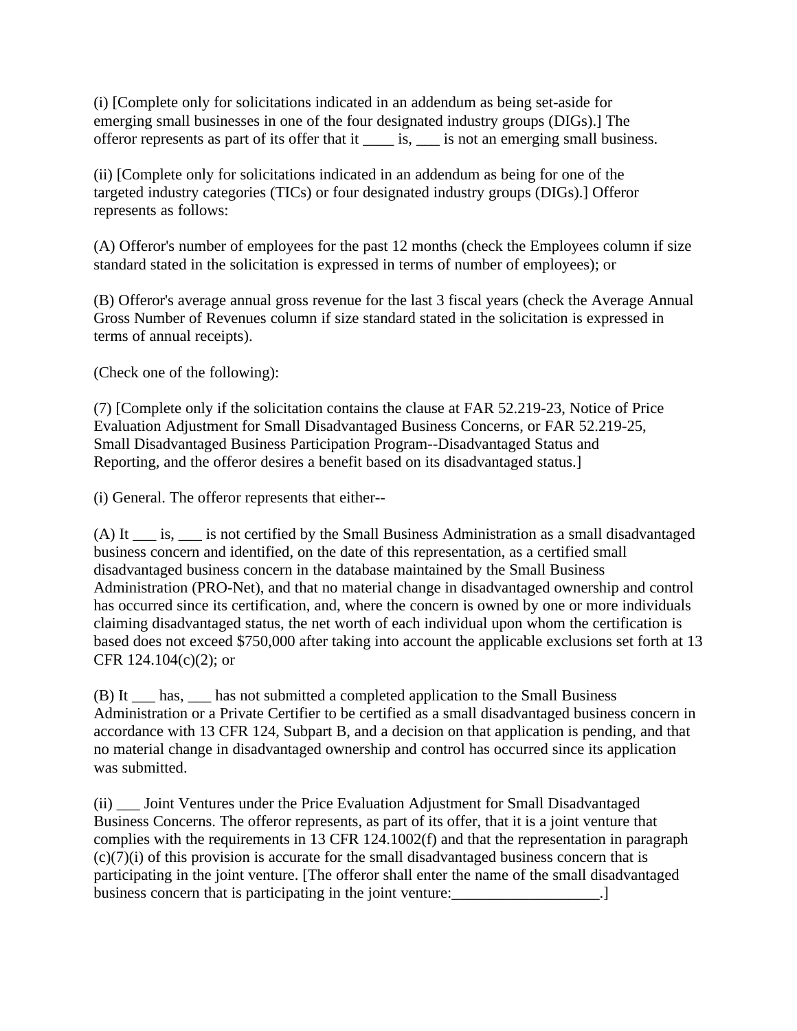(i) [Complete only for solicitations indicated in an addendum as being set-aside for emerging small businesses in one of the four designated industry groups (DIGs).] The offeror represents as part of its offer that it ____ is, ___ is not an emerging small business.

(ii) [Complete only for solicitations indicated in an addendum as being for one of the targeted industry categories (TICs) or four designated industry groups (DIGs).] Offeror represents as follows:

(A) Offeror's number of employees for the past 12 months (check the Employees column if size standard stated in the solicitation is expressed in terms of number of employees); or

(B) Offeror's average annual gross revenue for the last 3 fiscal years (check the Average Annual Gross Number of Revenues column if size standard stated in the solicitation is expressed in terms of annual receipts).

(Check one of the following):

(7) [Complete only if the solicitation contains the clause at FAR 52.219-23, Notice of Price Evaluation Adjustment for Small Disadvantaged Business Concerns, or FAR 52.219-25, Small Disadvantaged Business Participation Program--Disadvantaged Status and Reporting, and the offeror desires a benefit based on its disadvantaged status.]

(i) General. The offeror represents that either--

(A) It ___ is, ___ is not certified by the Small Business Administration as a small disadvantaged business concern and identified, on the date of this representation, as a certified small disadvantaged business concern in the database maintained by the Small Business Administration (PRO-Net), and that no material change in disadvantaged ownership and control has occurred since its certification, and, where the concern is owned by one or more individuals claiming disadvantaged status, the net worth of each individual upon whom the certification is based does not exceed $750,000 after taking into account the applicable exclusions set forth at 13 CFR 124.104(c)(2); or

(B) It ___ has, ___ has not submitted a completed application to the Small Business Administration or a Private Certifier to be certified as a small disadvantaged business concern in accordance with 13 CFR 124, Subpart B, and a decision on that application is pending, and that no material change in disadvantaged ownership and control has occurred since its application was submitted.

(ii) ___ Joint Ventures under the Price Evaluation Adjustment for Small Disadvantaged Business Concerns. The offeror represents, as part of its offer, that it is a joint venture that complies with the requirements in 13 CFR 124.1002(f) and that the representation in paragraph (c)(7)(i) of this provision is accurate for the small disadvantaged business concern that is participating in the joint venture. [The offeror shall enter the name of the small disadvantaged business concern that is participating in the joint venture:___________________.]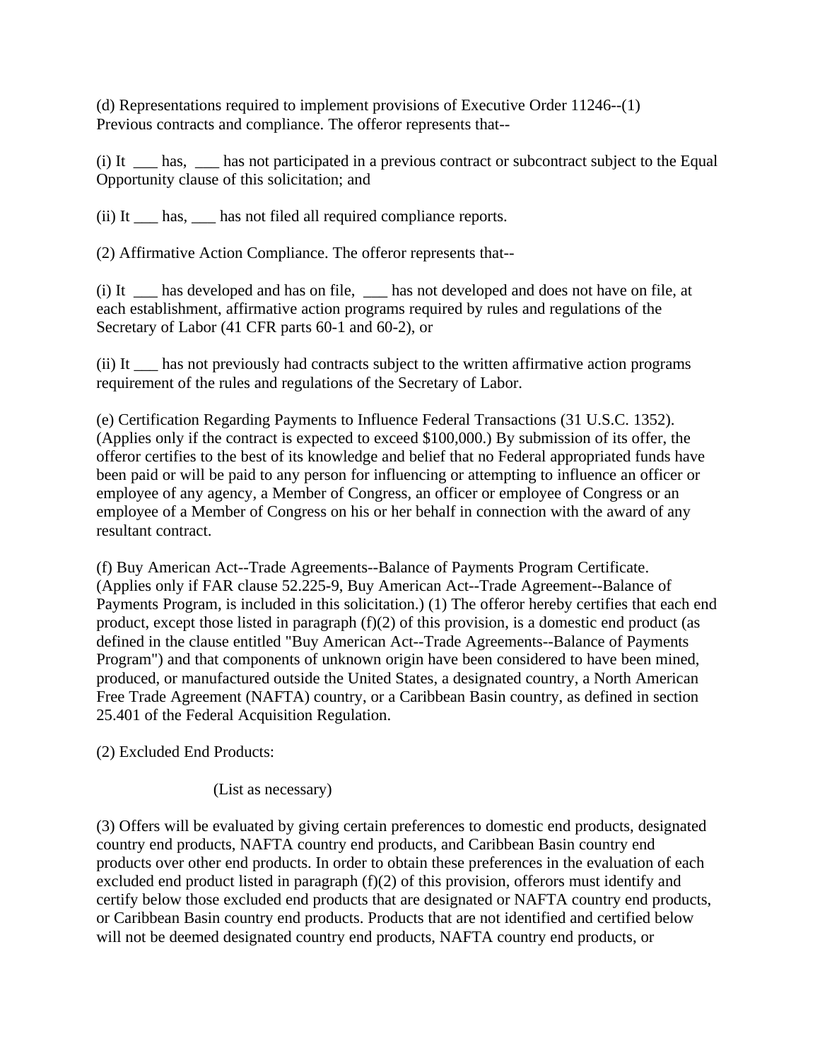(d) Representations required to implement provisions of Executive Order 11246--(1) Previous contracts and compliance. The offeror represents that--

(i) It ___ has, ___ has not participated in a previous contract or subcontract subject to the Equal Opportunity clause of this solicitation; and

(ii) It ___ has, ___ has not filed all required compliance reports.

(2) Affirmative Action Compliance. The offeror represents that--

(i) It ___ has developed and has on file, ___ has not developed and does not have on file, at each establishment, affirmative action programs required by rules and regulations of the Secretary of Labor (41 CFR parts 60-1 and 60-2), or

(ii) It ___ has not previously had contracts subject to the written affirmative action programs requirement of the rules and regulations of the Secretary of Labor.

(e) Certification Regarding Payments to Influence Federal Transactions (31 U.S.C. 1352). (Applies only if the contract is expected to exceed $100,000.) By submission of its offer, the offeror certifies to the best of its knowledge and belief that no Federal appropriated funds have been paid or will be paid to any person for influencing or attempting to influence an officer or employee of any agency, a Member of Congress, an officer or employee of Congress or an employee of a Member of Congress on his or her behalf in connection with the award of any resultant contract.

(f) Buy American Act--Trade Agreements--Balance of Payments Program Certificate. (Applies only if FAR clause 52.225-9, Buy American Act--Trade Agreement--Balance of Payments Program, is included in this solicitation.) (1) The offeror hereby certifies that each end product, except those listed in paragraph (f)(2) of this provision, is a domestic end product (as defined in the clause entitled "Buy American Act--Trade Agreements--Balance of Payments Program") and that components of unknown origin have been considered to have been mined, produced, or manufactured outside the United States, a designated country, a North American Free Trade Agreement (NAFTA) country, or a Caribbean Basin country, as defined in section 25.401 of the Federal Acquisition Regulation.

(2) Excluded End Products:

(List as necessary)

(3) Offers will be evaluated by giving certain preferences to domestic end products, designated country end products, NAFTA country end products, and Caribbean Basin country end products over other end products. In order to obtain these preferences in the evaluation of each excluded end product listed in paragraph (f)(2) of this provision, offerors must identify and certify below those excluded end products that are designated or NAFTA country end products, or Caribbean Basin country end products. Products that are not identified and certified below will not be deemed designated country end products, NAFTA country end products, or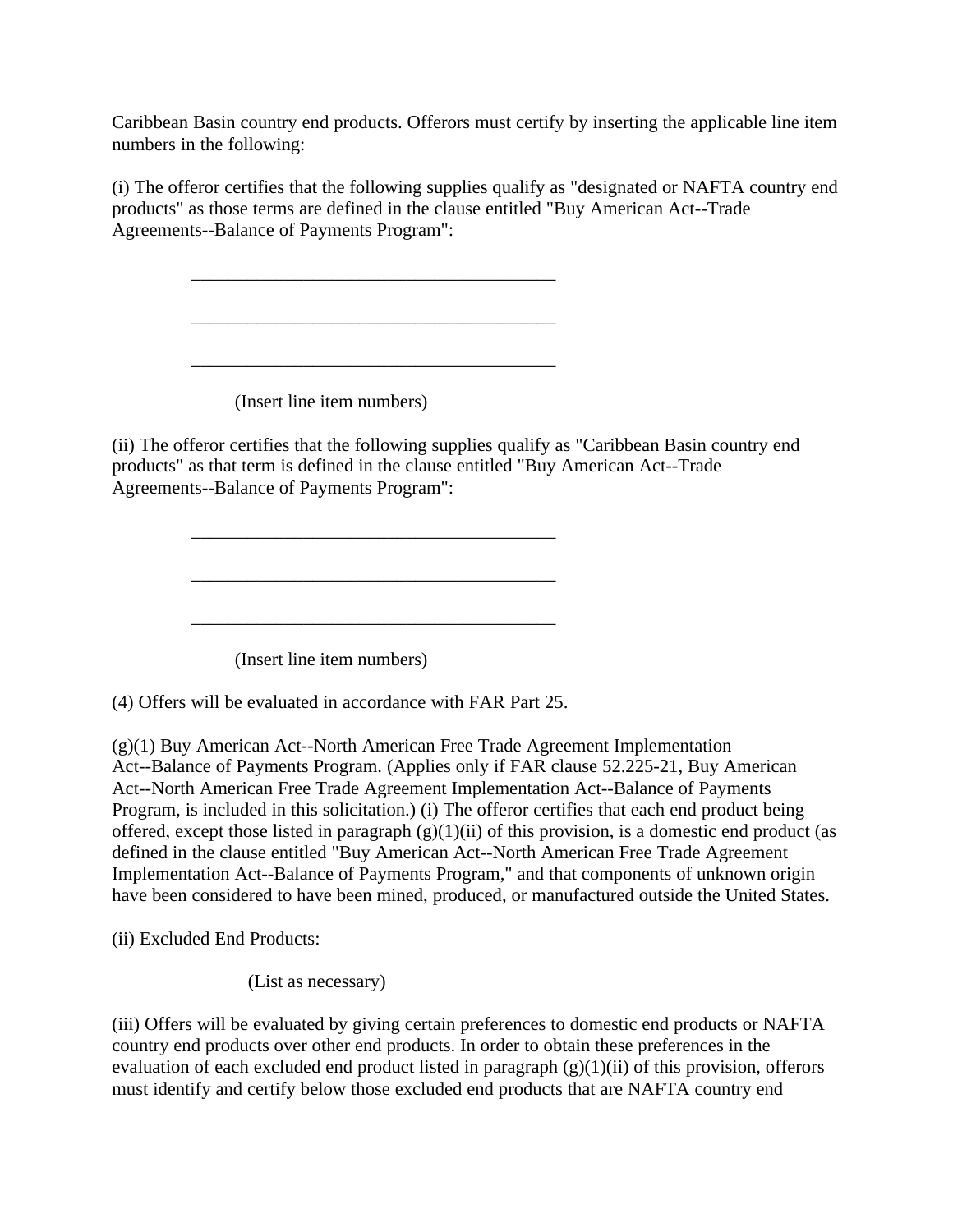Caribbean Basin country end products. Offerors must certify by inserting the applicable line item numbers in the following:

(i) The offeror certifies that the following supplies qualify as "designated or NAFTA country end products" as those terms are defined in the clause entitled "Buy American Act--Trade Agreements--Balance of Payments Program":

\_\_\_\_\_\_\_\_\_\_\_\_\_\_\_\_\_\_\_\_\_\_\_\_\_\_\_\_\_\_\_\_\_\_\_\_\_\_\_\_

\_\_\_\_\_\_\_\_\_\_\_\_\_\_\_\_\_\_\_\_\_\_\_\_\_\_\_\_\_\_\_\_\_\_\_\_\_\_\_\_

\_\_\_\_\_\_\_\_\_\_\_\_\_\_\_\_\_\_\_\_\_\_\_\_\_\_\_\_\_\_\_\_\_\_\_\_\_\_\_\_

(Insert line item numbers)

(ii) The offeror certifies that the following supplies qualify as "Caribbean Basin country end products" as that term is defined in the clause entitled "Buy American Act--Trade Agreements--Balance of Payments Program":

\_\_\_\_\_\_\_\_\_\_\_\_\_\_\_\_\_\_\_\_\_\_\_\_\_\_\_\_\_\_\_\_\_\_\_\_\_\_\_\_

\_\_\_\_\_\_\_\_\_\_\_\_\_\_\_\_\_\_\_\_\_\_\_\_\_\_\_\_\_\_\_\_\_\_\_\_\_\_\_\_

\_\_\_\_\_\_\_\_\_\_\_\_\_\_\_\_\_\_\_\_\_\_\_\_\_\_\_\_\_\_\_\_\_\_\_\_\_\_\_\_

(Insert line item numbers)

(4) Offers will be evaluated in accordance with FAR Part 25.

(g)(1) Buy American Act--North American Free Trade Agreement Implementation Act--Balance of Payments Program. (Applies only if FAR clause 52.225-21, Buy American Act--North American Free Trade Agreement Implementation Act--Balance of Payments Program, is included in this solicitation.) (i) The offeror certifies that each end product being offered, except those listed in paragraph (g)(1)(ii) of this provision, is a domestic end product (as defined in the clause entitled "Buy American Act--North American Free Trade Agreement Implementation Act--Balance of Payments Program," and that components of unknown origin have been considered to have been mined, produced, or manufactured outside the United States.

(ii) Excluded End Products:

(List as necessary)

(iii) Offers will be evaluated by giving certain preferences to domestic end products or NAFTA country end products over other end products. In order to obtain these preferences in the evaluation of each excluded end product listed in paragraph (g)(1)(ii) of this provision, offerors must identify and certify below those excluded end products that are NAFTA country end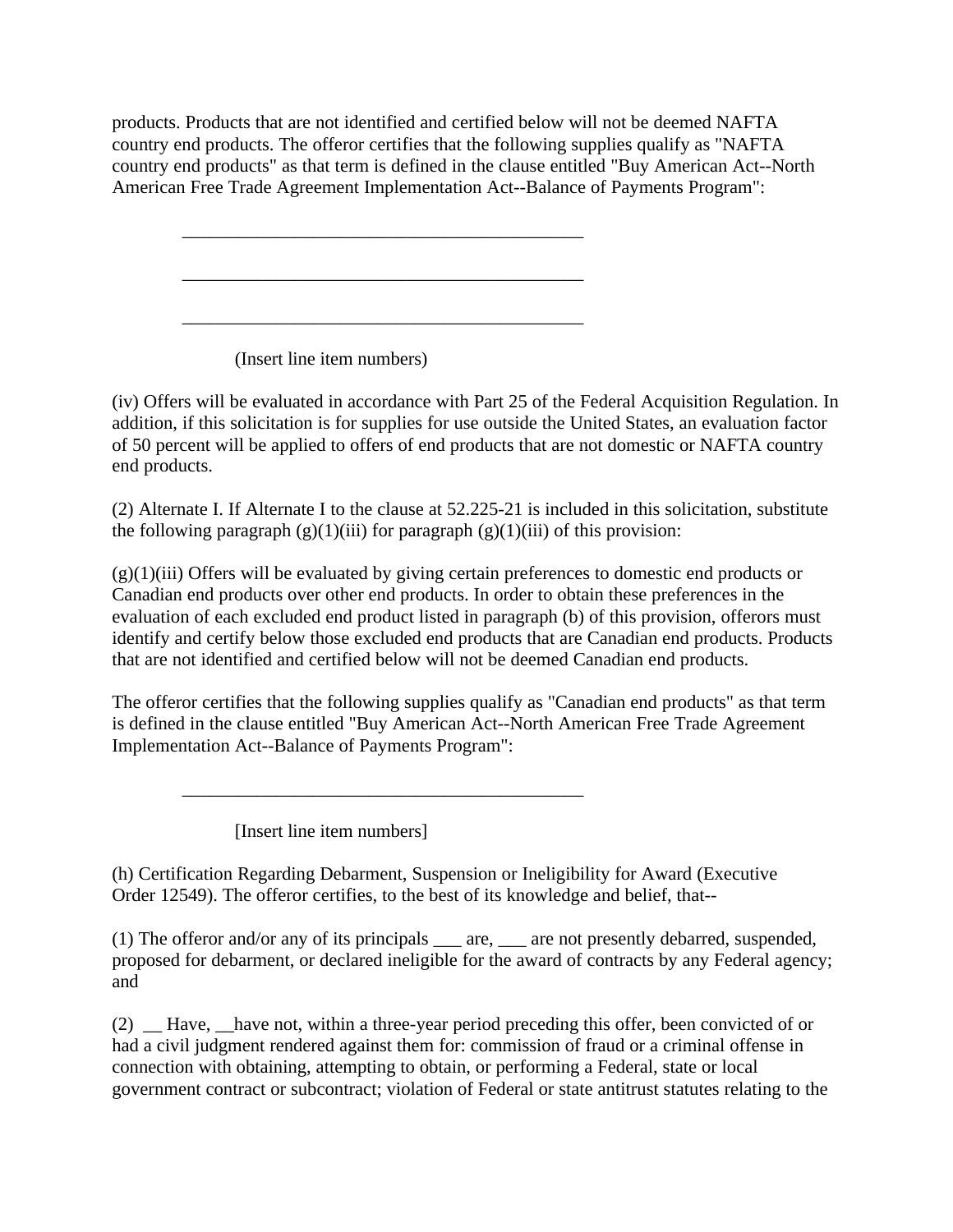products. Products that are not identified and certified below will not be deemed NAFTA country end products. The offeror certifies that the following supplies qualify as "NAFTA country end products" as that term is defined in the clause entitled "Buy American Act--North American Free Trade Agreement Implementation Act--Balance of Payments Program":

\_\_\_\_\_\_\_\_\_\_\_\_\_\_\_\_\_\_\_\_\_\_\_\_\_\_\_\_\_\_\_\_\_\_\_\_\_\_\_\_\_\_\_\_\_\_

\_\_\_\_\_\_\_\_\_\_\_\_\_\_\_\_\_\_\_\_\_\_\_\_\_\_\_\_\_\_\_\_\_\_\_\_\_\_\_\_\_\_\_\_\_\_

\_\_\_\_\_\_\_\_\_\_\_\_\_\_\_\_\_\_\_\_\_\_\_\_\_\_\_\_\_\_\_\_\_\_\_\_\_\_\_\_\_\_\_\_\_\_

(Insert line item numbers)

(iv) Offers will be evaluated in accordance with Part 25 of the Federal Acquisition Regulation. In addition, if this solicitation is for supplies for use outside the United States, an evaluation factor of 50 percent will be applied to offers of end products that are not domestic or NAFTA country end products.

(2) Alternate I. If Alternate I to the clause at 52.225-21 is included in this solicitation, substitute the following paragraph (g)(1)(iii) for paragraph (g)(1)(iii) of this provision:

(g)(1)(iii) Offers will be evaluated by giving certain preferences to domestic end products or Canadian end products over other end products. In order to obtain these preferences in the evaluation of each excluded end product listed in paragraph (b) of this provision, offerors must identify and certify below those excluded end products that are Canadian end products. Products that are not identified and certified below will not be deemed Canadian end products.

The offeror certifies that the following supplies qualify as "Canadian end products" as that term is defined in the clause entitled "Buy American Act--North American Free Trade Agreement Implementation Act--Balance of Payments Program":

\_\_\_\_\_\_\_\_\_\_\_\_\_\_\_\_\_\_\_\_\_\_\_\_\_\_\_\_\_\_\_\_\_\_\_\_\_\_\_\_\_\_\_\_\_\_

[Insert line item numbers]

(h) Certification Regarding Debarment, Suspension or Ineligibility for Award (Executive Order 12549). The offeror certifies, to the best of its knowledge and belief, that--

(1) The offeror and/or any of its principals \_\_\_ are, \_\_\_ are not presently debarred, suspended, proposed for debarment, or declared ineligible for the award of contracts by any Federal agency; and

(2) \_\_ Have, \_\_have not, within a three-year period preceding this offer, been convicted of or had a civil judgment rendered against them for: commission of fraud or a criminal offense in connection with obtaining, attempting to obtain, or performing a Federal, state or local government contract or subcontract; violation of Federal or state antitrust statutes relating to the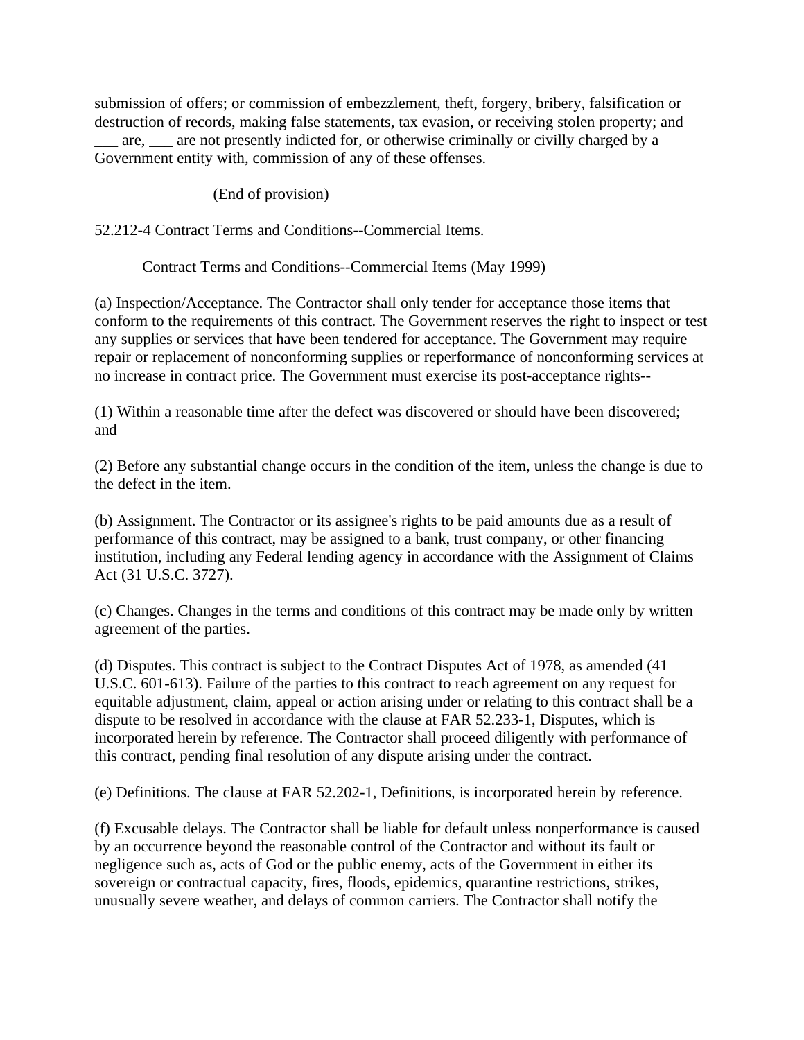submission of offers; or commission of embezzlement, theft, forgery, bribery, falsification or destruction of records, making false statements, tax evasion, or receiving stolen property; and ___ are, ___ are not presently indicted for, or otherwise criminally or civilly charged by a Government entity with, commission of any of these offenses.

(End of provision)

52.212-4 Contract Terms and Conditions--Commercial Items.

Contract Terms and Conditions--Commercial Items (May 1999)

(a) Inspection/Acceptance. The Contractor shall only tender for acceptance those items that conform to the requirements of this contract. The Government reserves the right to inspect or test any supplies or services that have been tendered for acceptance. The Government may require repair or replacement of nonconforming supplies or reperformance of nonconforming services at no increase in contract price. The Government must exercise its post-acceptance rights--

(1) Within a reasonable time after the defect was discovered or should have been discovered; and

(2) Before any substantial change occurs in the condition of the item, unless the change is due to the defect in the item.

(b) Assignment. The Contractor or its assignee's rights to be paid amounts due as a result of performance of this contract, may be assigned to a bank, trust company, or other financing institution, including any Federal lending agency in accordance with the Assignment of Claims Act (31 U.S.C. 3727).

(c) Changes. Changes in the terms and conditions of this contract may be made only by written agreement of the parties.

(d) Disputes. This contract is subject to the Contract Disputes Act of 1978, as amended (41 U.S.C. 601-613). Failure of the parties to this contract to reach agreement on any request for equitable adjustment, claim, appeal or action arising under or relating to this contract shall be a dispute to be resolved in accordance with the clause at FAR 52.233-1, Disputes, which is incorporated herein by reference. The Contractor shall proceed diligently with performance of this contract, pending final resolution of any dispute arising under the contract.

(e) Definitions. The clause at FAR 52.202-1, Definitions, is incorporated herein by reference.

(f) Excusable delays. The Contractor shall be liable for default unless nonperformance is caused by an occurrence beyond the reasonable control of the Contractor and without its fault or negligence such as, acts of God or the public enemy, acts of the Government in either its sovereign or contractual capacity, fires, floods, epidemics, quarantine restrictions, strikes, unusually severe weather, and delays of common carriers. The Contractor shall notify the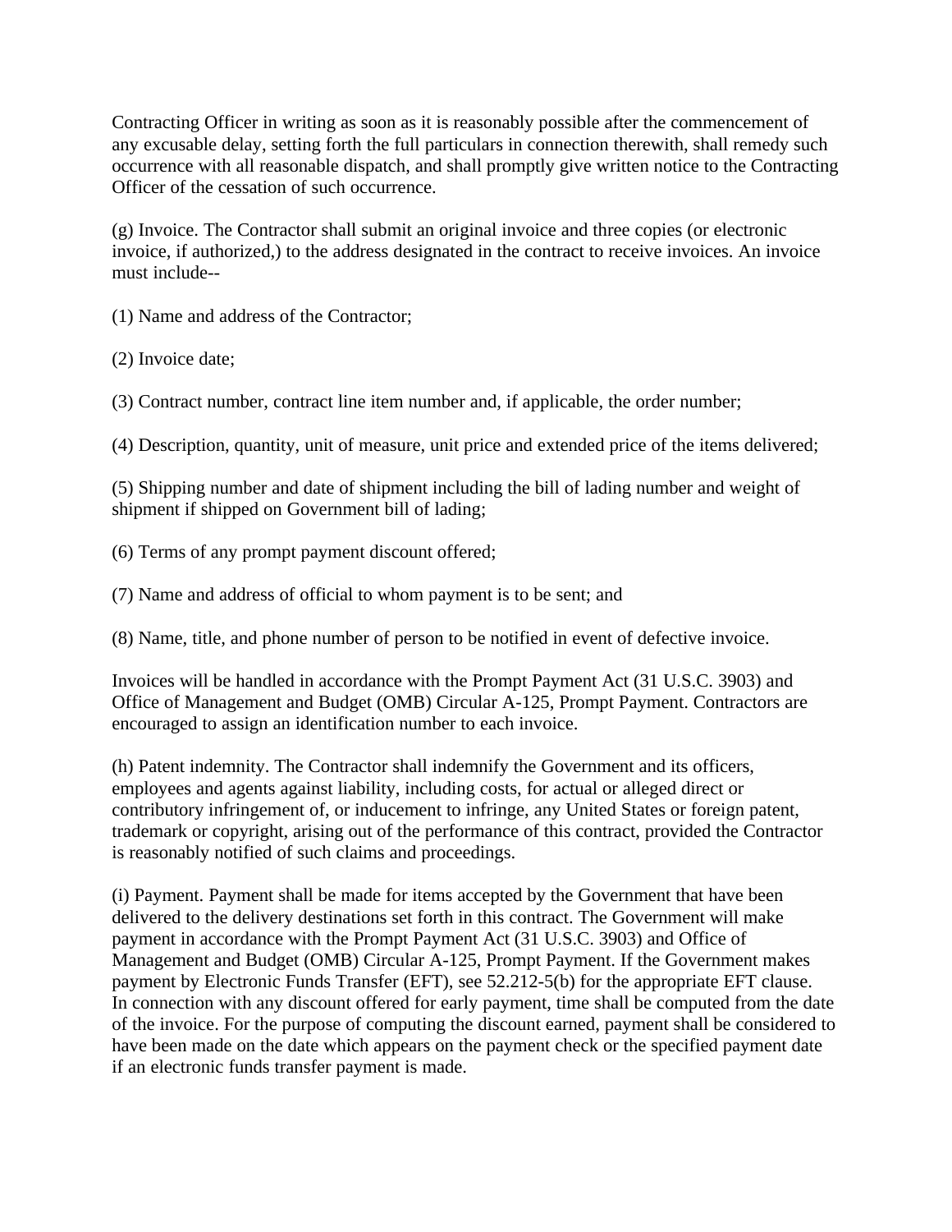Contracting Officer in writing as soon as it is reasonably possible after the commencement of any excusable delay, setting forth the full particulars in connection therewith, shall remedy such occurrence with all reasonable dispatch, and shall promptly give written notice to the Contracting Officer of the cessation of such occurrence.

(g) Invoice. The Contractor shall submit an original invoice and three copies (or electronic invoice, if authorized,) to the address designated in the contract to receive invoices. An invoice must include--

(1) Name and address of the Contractor;

(2) Invoice date;

(3) Contract number, contract line item number and, if applicable, the order number;

(4) Description, quantity, unit of measure, unit price and extended price of the items delivered;

(5) Shipping number and date of shipment including the bill of lading number and weight of shipment if shipped on Government bill of lading;

(6) Terms of any prompt payment discount offered;

(7) Name and address of official to whom payment is to be sent; and

(8) Name, title, and phone number of person to be notified in event of defective invoice.

Invoices will be handled in accordance with the Prompt Payment Act (31 U.S.C. 3903) and Office of Management and Budget (OMB) Circular A-125, Prompt Payment. Contractors are encouraged to assign an identification number to each invoice.

(h) Patent indemnity. The Contractor shall indemnify the Government and its officers, employees and agents against liability, including costs, for actual or alleged direct or contributory infringement of, or inducement to infringe, any United States or foreign patent, trademark or copyright, arising out of the performance of this contract, provided the Contractor is reasonably notified of such claims and proceedings.

(i) Payment. Payment shall be made for items accepted by the Government that have been delivered to the delivery destinations set forth in this contract. The Government will make payment in accordance with the Prompt Payment Act (31 U.S.C. 3903) and Office of Management and Budget (OMB) Circular A-125, Prompt Payment. If the Government makes payment by Electronic Funds Transfer (EFT), see 52.212-5(b) for the appropriate EFT clause. In connection with any discount offered for early payment, time shall be computed from the date of the invoice. For the purpose of computing the discount earned, payment shall be considered to have been made on the date which appears on the payment check or the specified payment date if an electronic funds transfer payment is made.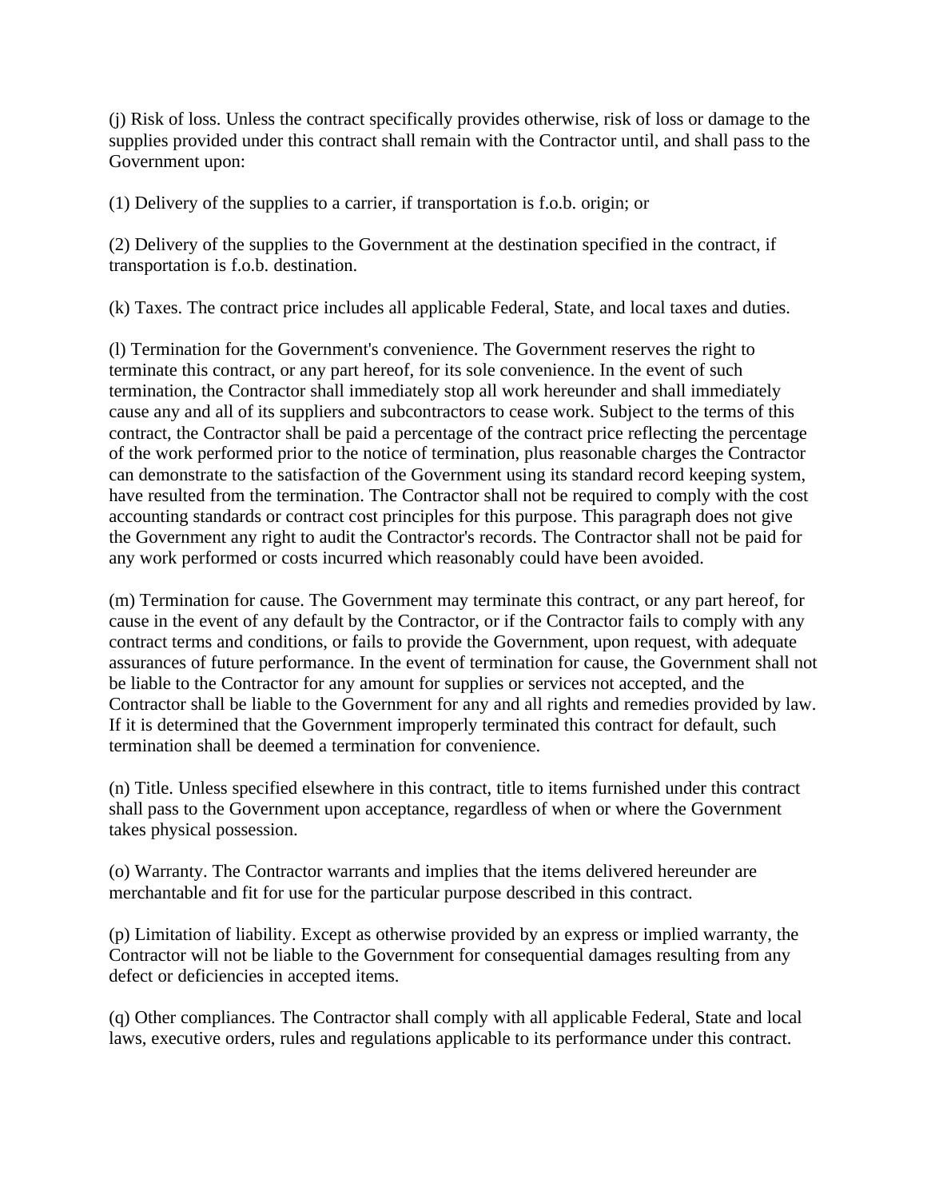(j) Risk of loss. Unless the contract specifically provides otherwise, risk of loss or damage to the supplies provided under this contract shall remain with the Contractor until, and shall pass to the Government upon:

(1) Delivery of the supplies to a carrier, if transportation is f.o.b. origin; or

(2) Delivery of the supplies to the Government at the destination specified in the contract, if transportation is f.o.b. destination.

(k) Taxes. The contract price includes all applicable Federal, State, and local taxes and duties.

(l) Termination for the Government's convenience. The Government reserves the right to terminate this contract, or any part hereof, for its sole convenience. In the event of such termination, the Contractor shall immediately stop all work hereunder and shall immediately cause any and all of its suppliers and subcontractors to cease work. Subject to the terms of this contract, the Contractor shall be paid a percentage of the contract price reflecting the percentage of the work performed prior to the notice of termination, plus reasonable charges the Contractor can demonstrate to the satisfaction of the Government using its standard record keeping system, have resulted from the termination. The Contractor shall not be required to comply with the cost accounting standards or contract cost principles for this purpose. This paragraph does not give the Government any right to audit the Contractor's records. The Contractor shall not be paid for any work performed or costs incurred which reasonably could have been avoided.

(m) Termination for cause. The Government may terminate this contract, or any part hereof, for cause in the event of any default by the Contractor, or if the Contractor fails to comply with any contract terms and conditions, or fails to provide the Government, upon request, with adequate assurances of future performance. In the event of termination for cause, the Government shall not be liable to the Contractor for any amount for supplies or services not accepted, and the Contractor shall be liable to the Government for any and all rights and remedies provided by law. If it is determined that the Government improperly terminated this contract for default, such termination shall be deemed a termination for convenience.

(n) Title. Unless specified elsewhere in this contract, title to items furnished under this contract shall pass to the Government upon acceptance, regardless of when or where the Government takes physical possession.

(o) Warranty. The Contractor warrants and implies that the items delivered hereunder are merchantable and fit for use for the particular purpose described in this contract.

(p) Limitation of liability. Except as otherwise provided by an express or implied warranty, the Contractor will not be liable to the Government for consequential damages resulting from any defect or deficiencies in accepted items.

(q) Other compliances. The Contractor shall comply with all applicable Federal, State and local laws, executive orders, rules and regulations applicable to its performance under this contract.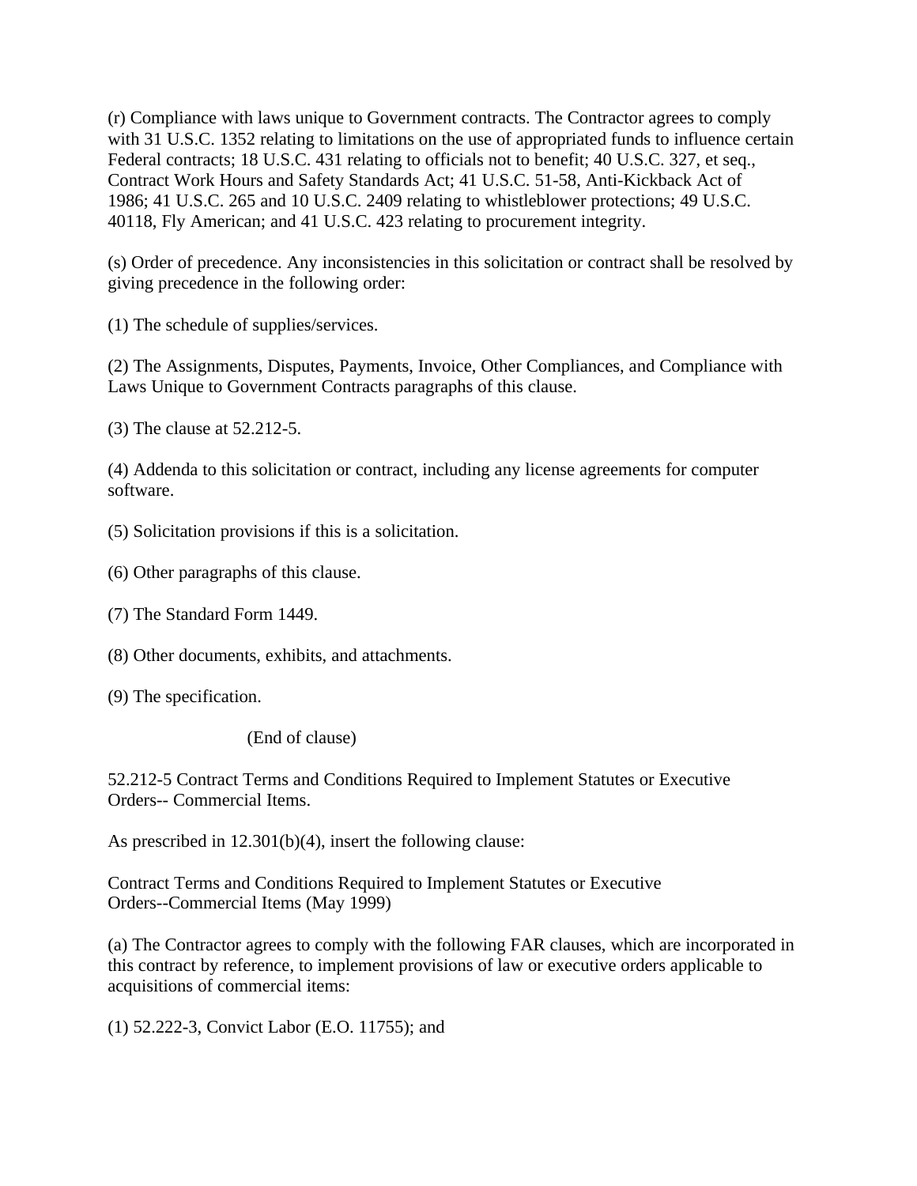(r) Compliance with laws unique to Government contracts. The Contractor agrees to comply with 31 U.S.C. 1352 relating to limitations on the use of appropriated funds to influence certain Federal contracts; 18 U.S.C. 431 relating to officials not to benefit; 40 U.S.C. 327, et seq., Contract Work Hours and Safety Standards Act; 41 U.S.C. 51-58, Anti-Kickback Act of 1986; 41 U.S.C. 265 and 10 U.S.C. 2409 relating to whistleblower protections; 49 U.S.C. 40118, Fly American; and 41 U.S.C. 423 relating to procurement integrity.

(s) Order of precedence. Any inconsistencies in this solicitation or contract shall be resolved by giving precedence in the following order:

(1) The schedule of supplies/services.

(2) The Assignments, Disputes, Payments, Invoice, Other Compliances, and Compliance with Laws Unique to Government Contracts paragraphs of this clause.

(3) The clause at 52.212-5.

(4) Addenda to this solicitation or contract, including any license agreements for computer software.

(5) Solicitation provisions if this is a solicitation.

(6) Other paragraphs of this clause.

(7) The Standard Form 1449.

(8) Other documents, exhibits, and attachments.

(9) The specification.

(End of clause)

52.212-5 Contract Terms and Conditions Required to Implement Statutes or Executive Orders-- Commercial Items.

As prescribed in 12.301(b)(4), insert the following clause:

Contract Terms and Conditions Required to Implement Statutes or Executive Orders--Commercial Items (May 1999)

(a) The Contractor agrees to comply with the following FAR clauses, which are incorporated in this contract by reference, to implement provisions of law or executive orders applicable to acquisitions of commercial items:

(1) 52.222-3, Convict Labor (E.O. 11755); and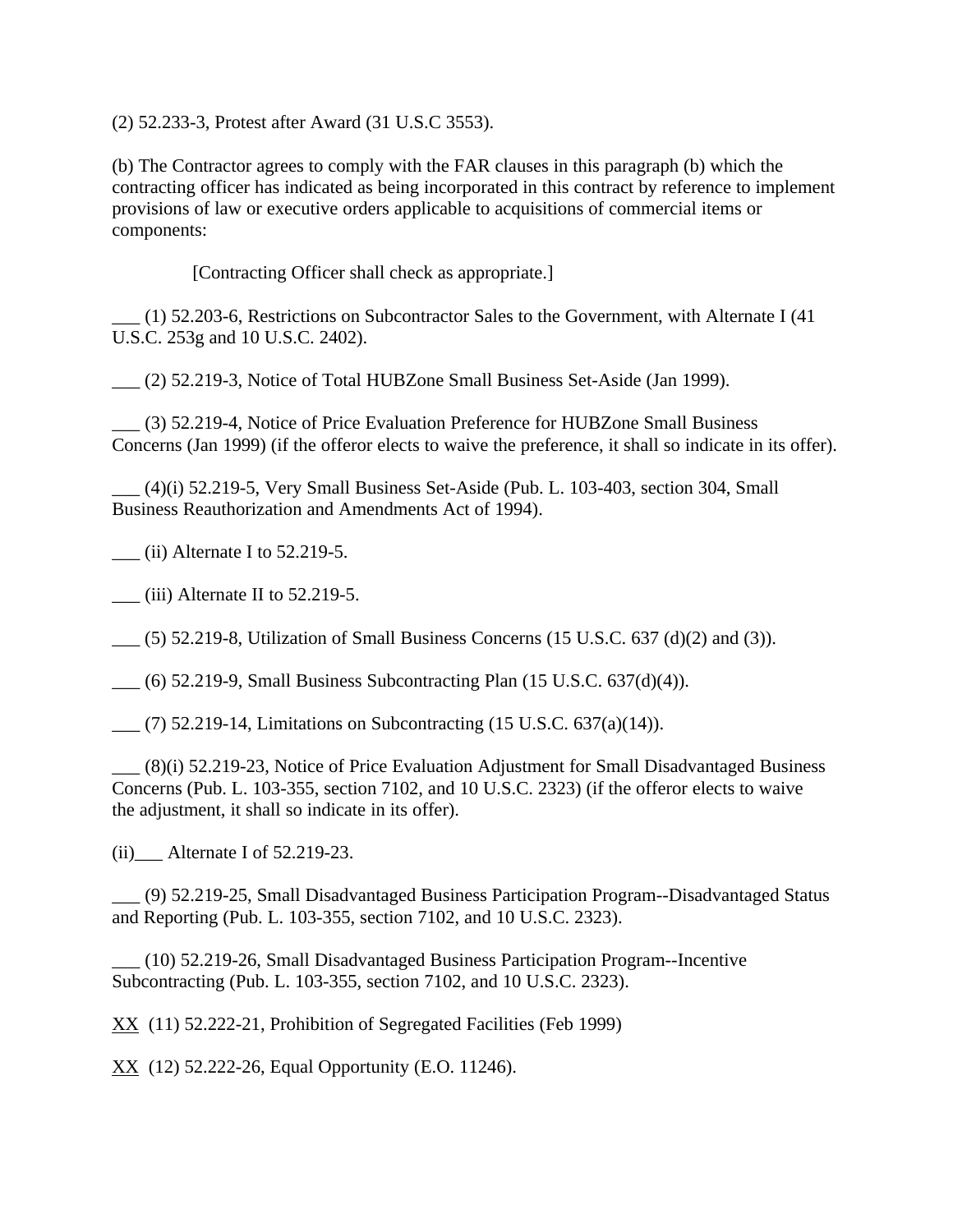(2) 52.233-3, Protest after Award (31 U.S.C 3553).

(b) The Contractor agrees to comply with the FAR clauses in this paragraph (b) which the contracting officer has indicated as being incorporated in this contract by reference to implement provisions of law or executive orders applicable to acquisitions of commercial items or components:

[Contracting Officer shall check as appropriate.]

___ (1) 52.203-6, Restrictions on Subcontractor Sales to the Government, with Alternate I (41 U.S.C. 253g and 10 U.S.C. 2402).

___ (2) 52.219-3, Notice of Total HUBZone Small Business Set-Aside (Jan 1999).

___ (3) 52.219-4, Notice of Price Evaluation Preference for HUBZone Small Business Concerns (Jan 1999) (if the offeror elects to waive the preference, it shall so indicate in its offer).

___ (4)(i) 52.219-5, Very Small Business Set-Aside (Pub. L. 103-403, section 304, Small Business Reauthorization and Amendments Act of 1994).

___ (ii) Alternate I to 52.219-5.

___ (iii) Alternate II to 52.219-5.

___ (5) 52.219-8, Utilization of Small Business Concerns (15 U.S.C. 637 (d)(2) and (3)).

___ (6) 52.219-9, Small Business Subcontracting Plan (15 U.S.C. 637(d)(4)).

___ (7) 52.219-14, Limitations on Subcontracting (15 U.S.C. 637(a)(14)).

___ (8)(i) 52.219-23, Notice of Price Evaluation Adjustment for Small Disadvantaged Business Concerns (Pub. L. 103-355, section 7102, and 10 U.S.C. 2323) (if the offeror elects to waive the adjustment, it shall so indicate in its offer).

(ii)___ Alternate I of 52.219-23.

___ (9) 52.219-25, Small Disadvantaged Business Participation Program--Disadvantaged Status and Reporting (Pub. L. 103-355, section 7102, and 10 U.S.C. 2323).

___ (10) 52.219-26, Small Disadvantaged Business Participation Program--Incentive Subcontracting (Pub. L. 103-355, section 7102, and 10 U.S.C. 2323).

XX (11) 52.222-21, Prohibition of Segregated Facilities (Feb 1999)

XX (12) 52.222-26, Equal Opportunity (E.O. 11246).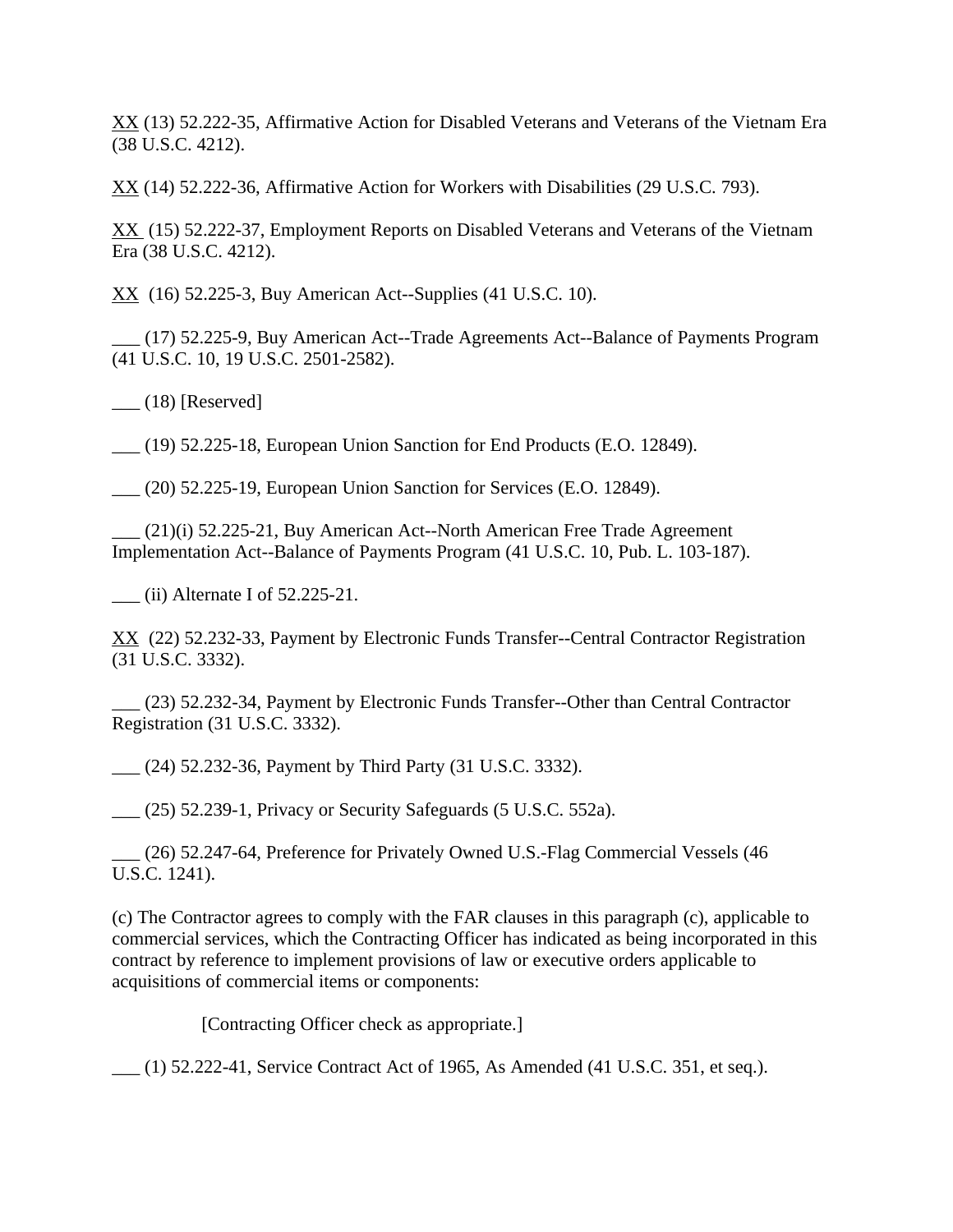XX (13) 52.222-35, Affirmative Action for Disabled Veterans and Veterans of the Vietnam Era (38 U.S.C. 4212).

XX (14) 52.222-36, Affirmative Action for Workers with Disabilities (29 U.S.C. 793).

XX (15) 52.222-37, Employment Reports on Disabled Veterans and Veterans of the Vietnam Era (38 U.S.C. 4212).

XX (16) 52.225-3, Buy American Act--Supplies (41 U.S.C. 10).

___ (17) 52.225-9, Buy American Act--Trade Agreements Act--Balance of Payments Program (41 U.S.C. 10, 19 U.S.C. 2501-2582).

___ (18) [Reserved]

___ (19) 52.225-18, European Union Sanction for End Products (E.O. 12849).

___ (20) 52.225-19, European Union Sanction for Services (E.O. 12849).

___ (21)(i) 52.225-21, Buy American Act--North American Free Trade Agreement Implementation Act--Balance of Payments Program (41 U.S.C. 10, Pub. L. 103-187).

___ (ii) Alternate I of 52.225-21.

XX (22) 52.232-33, Payment by Electronic Funds Transfer--Central Contractor Registration (31 U.S.C. 3332).

___ (23) 52.232-34, Payment by Electronic Funds Transfer--Other than Central Contractor Registration (31 U.S.C. 3332).

___ (24) 52.232-36, Payment by Third Party (31 U.S.C. 3332).

___ (25) 52.239-1, Privacy or Security Safeguards (5 U.S.C. 552a).

___ (26) 52.247-64, Preference for Privately Owned U.S.-Flag Commercial Vessels (46 U.S.C. 1241).

(c) The Contractor agrees to comply with the FAR clauses in this paragraph (c), applicable to commercial services, which the Contracting Officer has indicated as being incorporated in this contract by reference to implement provisions of law or executive orders applicable to acquisitions of commercial items or components:

[Contracting Officer check as appropriate.]

___ (1) 52.222-41, Service Contract Act of 1965, As Amended (41 U.S.C. 351, et seq.).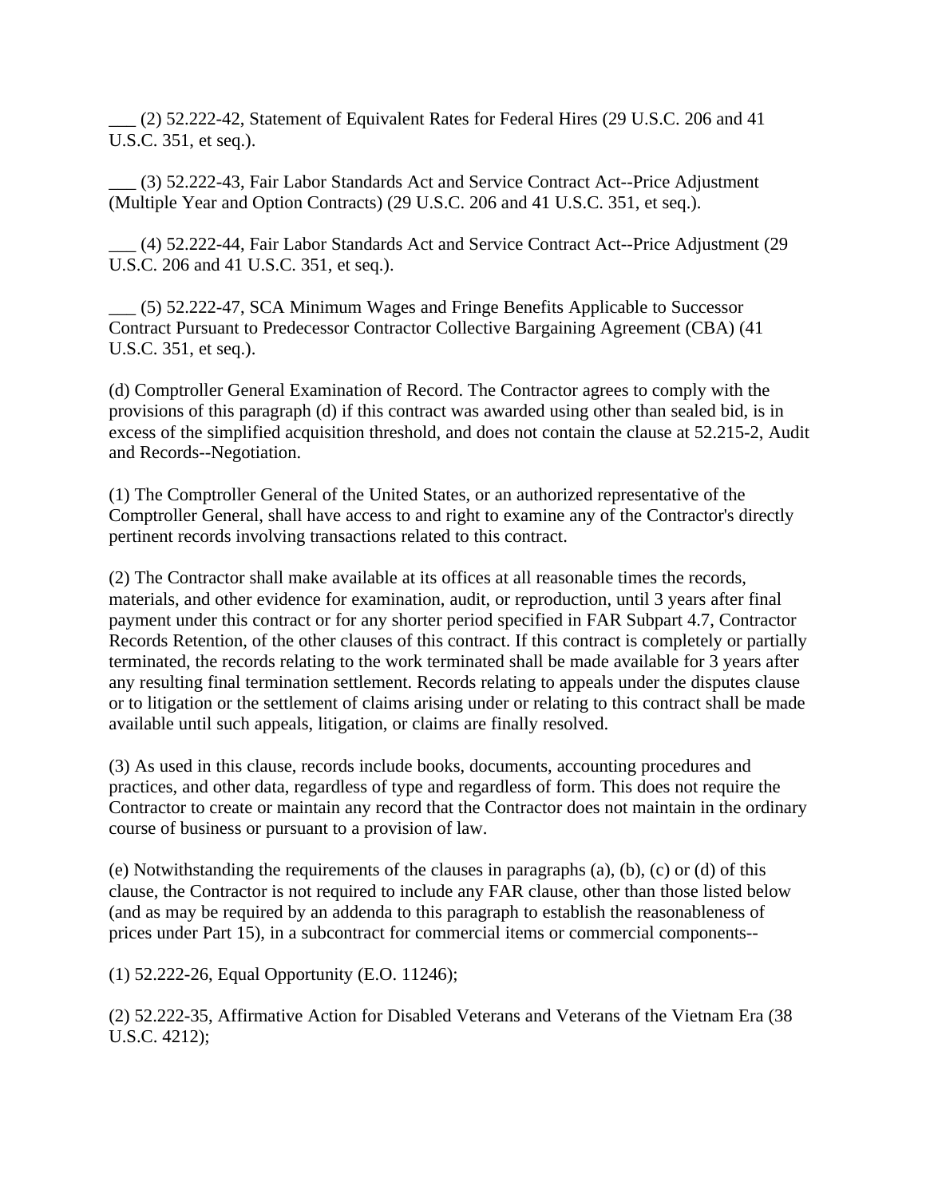___ (2) 52.222-42, Statement of Equivalent Rates for Federal Hires (29 U.S.C. 206 and 41 U.S.C. 351, et seq.).

___ (3) 52.222-43, Fair Labor Standards Act and Service Contract Act--Price Adjustment (Multiple Year and Option Contracts) (29 U.S.C. 206 and 41 U.S.C. 351, et seq.).

___ (4) 52.222-44, Fair Labor Standards Act and Service Contract Act--Price Adjustment (29 U.S.C. 206 and 41 U.S.C. 351, et seq.).

___ (5) 52.222-47, SCA Minimum Wages and Fringe Benefits Applicable to Successor Contract Pursuant to Predecessor Contractor Collective Bargaining Agreement (CBA) (41 U.S.C. 351, et seq.).

(d) Comptroller General Examination of Record. The Contractor agrees to comply with the provisions of this paragraph (d) if this contract was awarded using other than sealed bid, is in excess of the simplified acquisition threshold, and does not contain the clause at 52.215-2, Audit and Records--Negotiation.

(1) The Comptroller General of the United States, or an authorized representative of the Comptroller General, shall have access to and right to examine any of the Contractor's directly pertinent records involving transactions related to this contract.

(2) The Contractor shall make available at its offices at all reasonable times the records, materials, and other evidence for examination, audit, or reproduction, until 3 years after final payment under this contract or for any shorter period specified in FAR Subpart 4.7, Contractor Records Retention, of the other clauses of this contract. If this contract is completely or partially terminated, the records relating to the work terminated shall be made available for 3 years after any resulting final termination settlement. Records relating to appeals under the disputes clause or to litigation or the settlement of claims arising under or relating to this contract shall be made available until such appeals, litigation, or claims are finally resolved.

(3) As used in this clause, records include books, documents, accounting procedures and practices, and other data, regardless of type and regardless of form. This does not require the Contractor to create or maintain any record that the Contractor does not maintain in the ordinary course of business or pursuant to a provision of law.

(e) Notwithstanding the requirements of the clauses in paragraphs (a), (b), (c) or (d) of this clause, the Contractor is not required to include any FAR clause, other than those listed below (and as may be required by an addenda to this paragraph to establish the reasonableness of prices under Part 15), in a subcontract for commercial items or commercial components--

(1) 52.222-26, Equal Opportunity (E.O. 11246);

(2) 52.222-35, Affirmative Action for Disabled Veterans and Veterans of the Vietnam Era (38 U.S.C. 4212);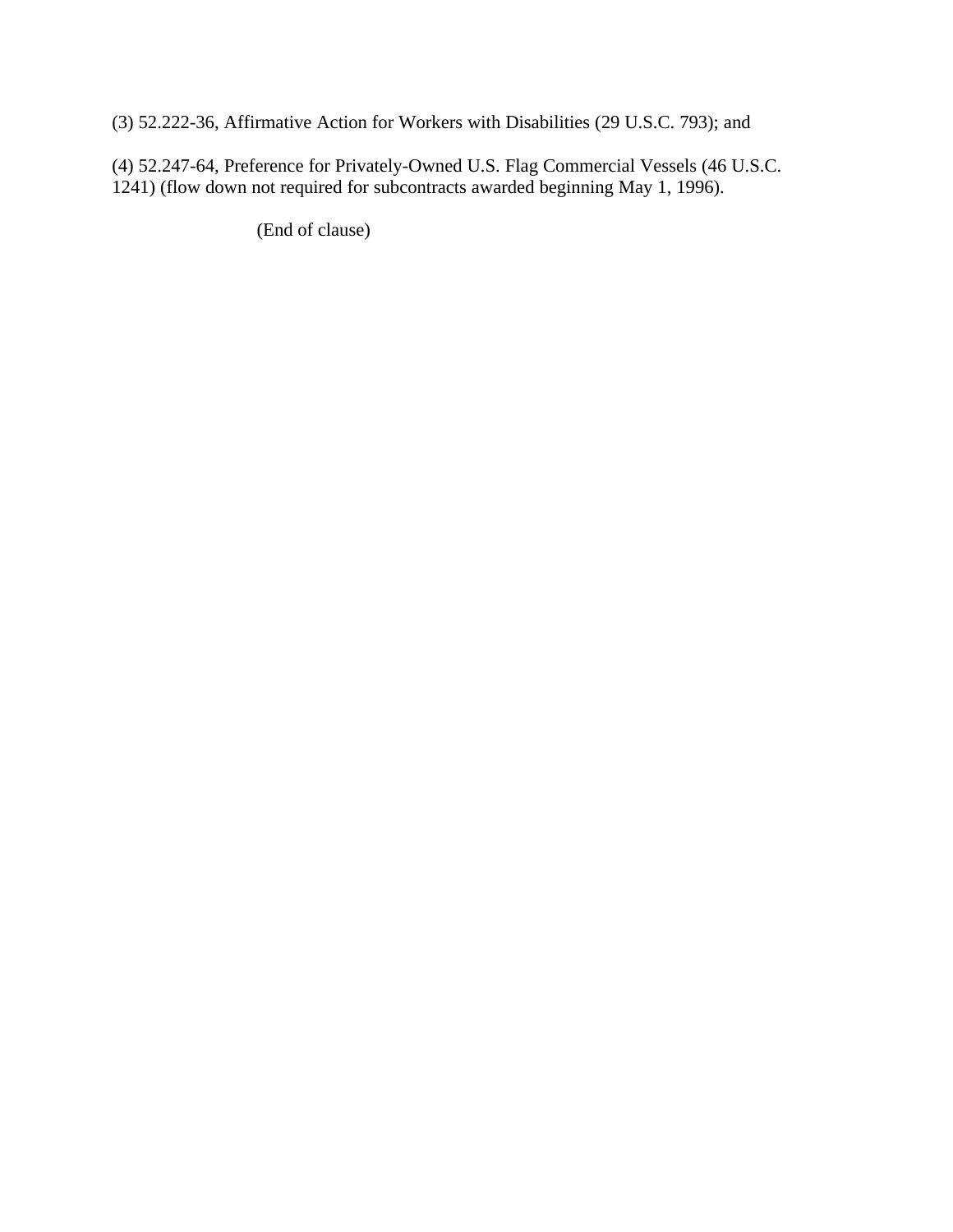(3) 52.222-36, Affirmative Action for Workers with Disabilities (29 U.S.C. 793); and

(4) 52.247-64, Preference for Privately-Owned U.S. Flag Commercial Vessels (46 U.S.C. 1241) (flow down not required for subcontracts awarded beginning May 1, 1996).

(End of clause)